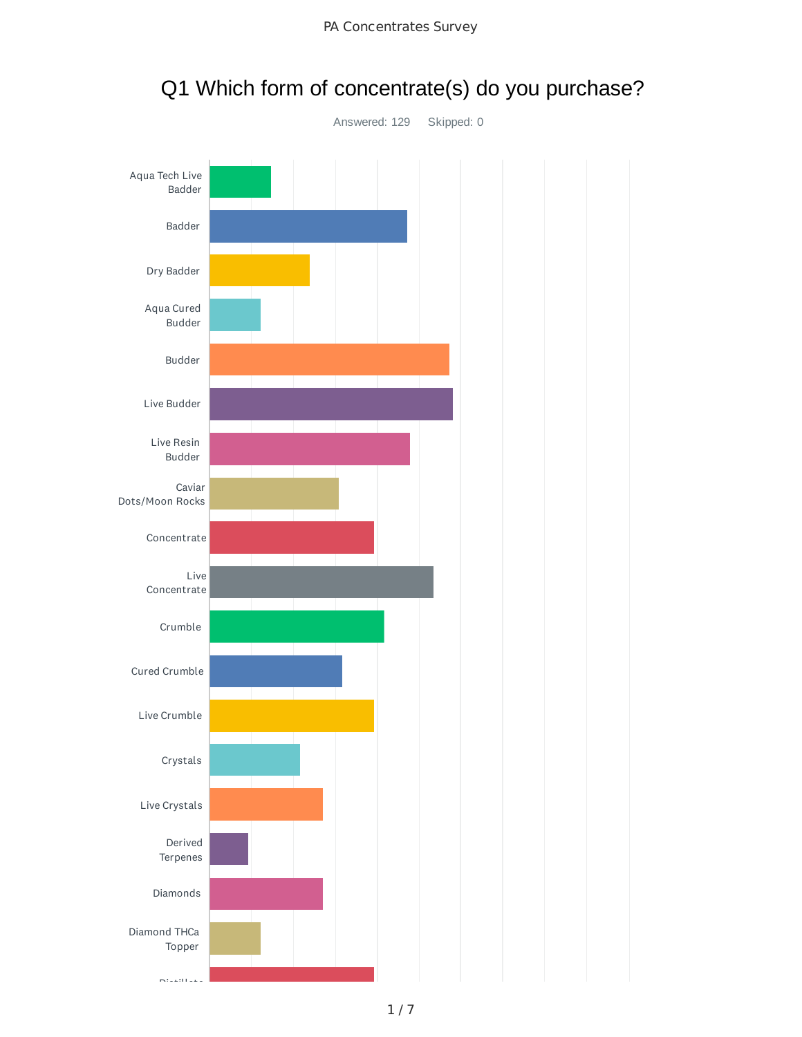PA Concentrates Survey

# Q1 Which form of concentrate(s) do you purchase?

Answered: 129    Skipped: 0

Aqua Tech Live Badder

Badder

Dry Badder

Aqua Cured Budder

Budder

Live Budder

Live Resin Budder

Caviar Dots/Moon Rocks

Concentrate

Live Concentrate

Crumble

Cured Crumble

Live Crumble

Crystals

Live Crystals

Derived Terpenes

Diamonds

Diamond THCa Topper

Distillate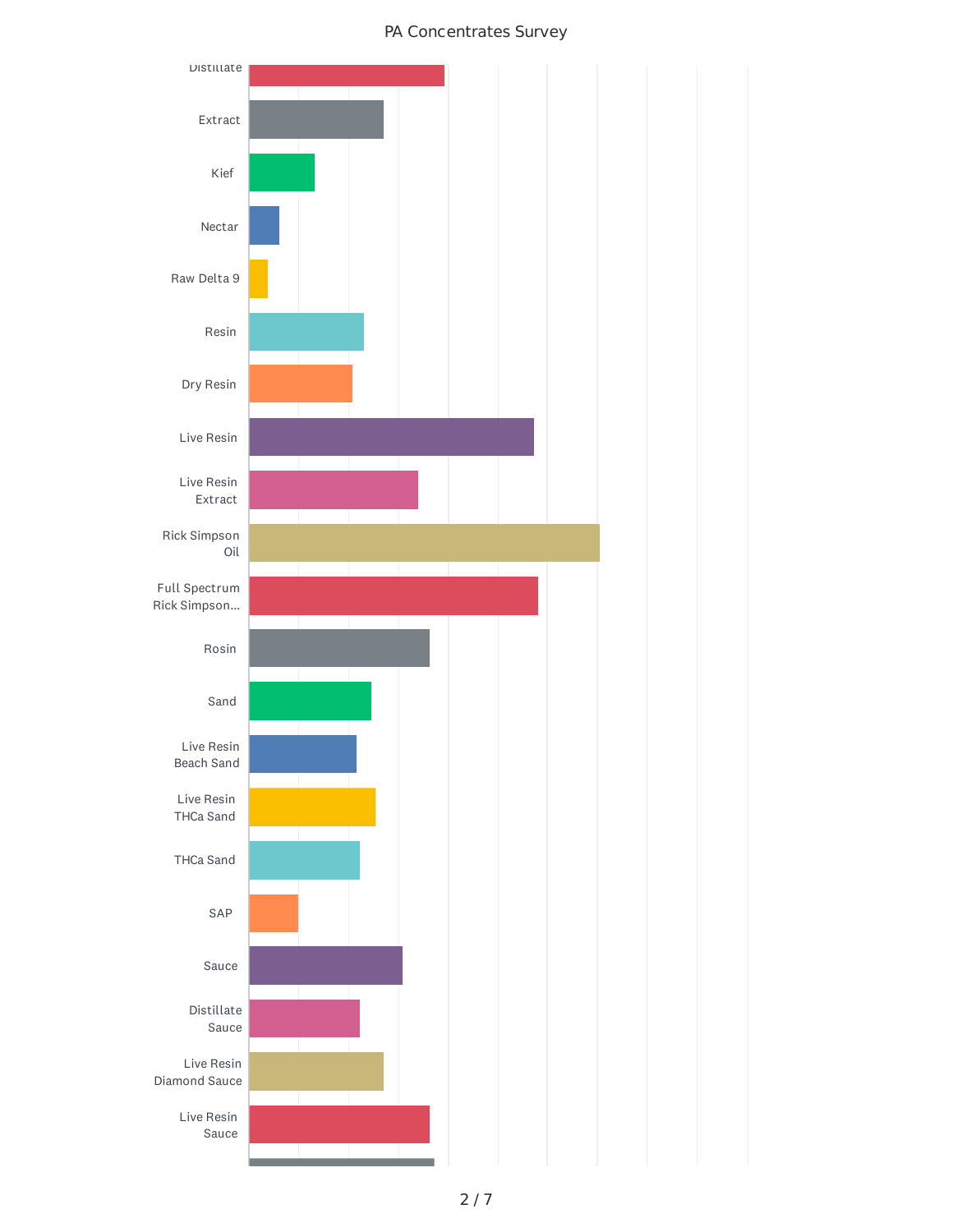## PA Concentrates Survey

- Distillate
- Extract
- Kief
- Nectar
- Raw Delta 9
- Resin
- Dry Resin
- Live Resin
- Live Resin Extract
- Rick Simpson Oil
- Full Spectrum Rick Simpson...
- Rosin
- Sand
- Live Resin Beach Sand
- Live Resin THCa Sand
- THCa Sand
- SAP
- Sauce
- Distillate Sauce
- Live Resin Diamond Sauce
- Live Resin Sauce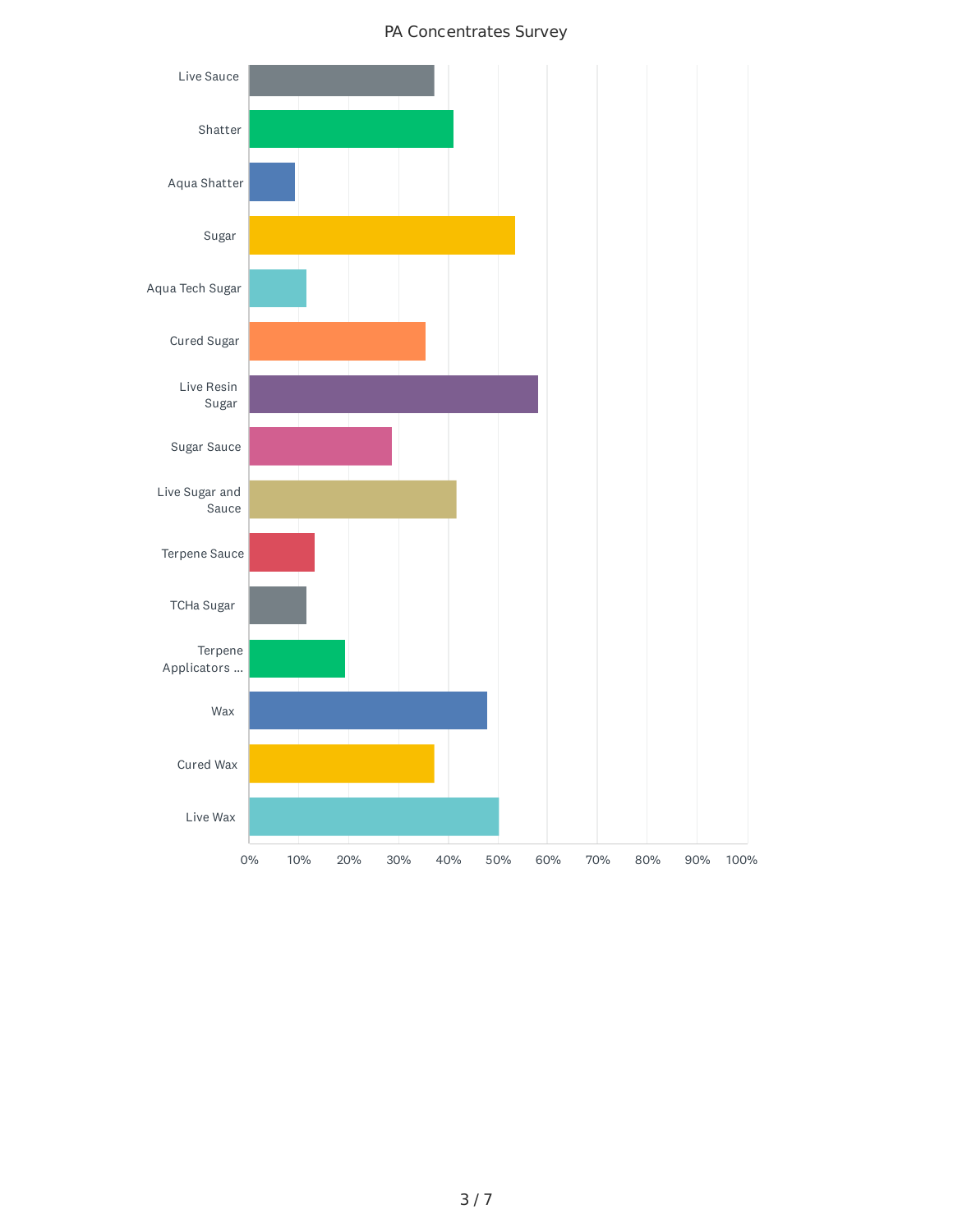PA Concentrates Survey

Live Sauce

Shatter

Aqua Shatter

Sugar

Aqua Tech Sugar

Cured Sugar

Live Resin Sugar

Sugar Sauce

Live Sugar and Sauce

Terpene Sauce

TCHa Sugar

Terpene Applicators ...

Wax

Cured Wax

Live Wax

0% 10% 20% 30% 40% 50% 60% 70% 80% 90% 100%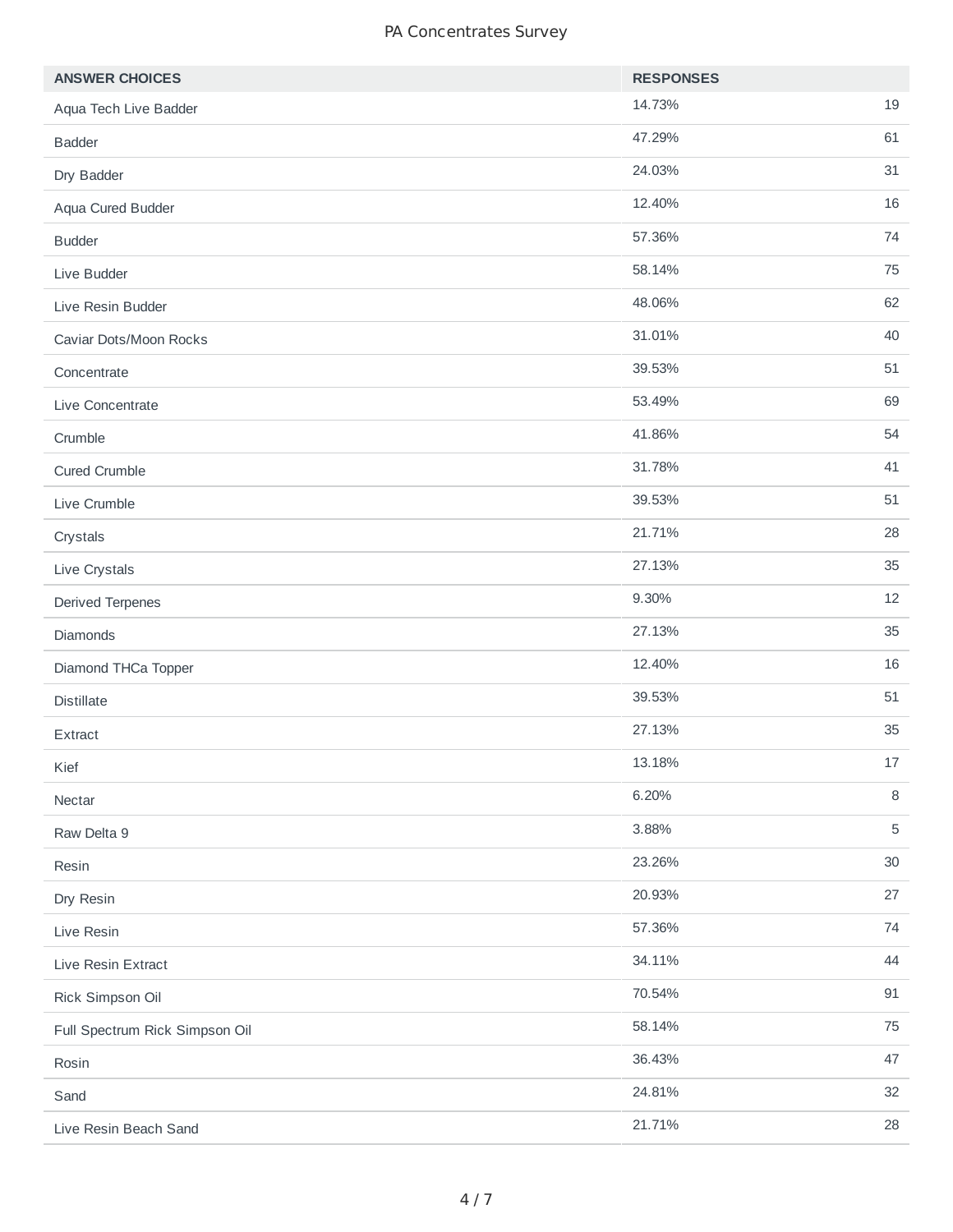PA Concentrates Survey

| ANSWER CHOICES | RESPONSES | |
|---|---|---|
| Aqua Tech Live Badder | 14.73% | 19 |
| Badder | 47.29% | 61 |
| Dry Badder | 24.03% | 31 |
| Aqua Cured Budder | 12.40% | 16 |
| Budder | 57.36% | 74 |
| Live Budder | 58.14% | 75 |
| Live Resin Budder | 48.06% | 62 |
| Caviar Dots/Moon Rocks | 31.01% | 40 |
| Concentrate | 39.53% | 51 |
| Live Concentrate | 53.49% | 69 |
| Crumble | 41.86% | 54 |
| Cured Crumble | 31.78% | 41 |
| Live Crumble | 39.53% | 51 |
| Crystals | 21.71% | 28 |
| Live Crystals | 27.13% | 35 |
| Derived Terpenes | 9.30% | 12 |
| Diamonds | 27.13% | 35 |
| Diamond THCa Topper | 12.40% | 16 |
| Distillate | 39.53% | 51 |
| Extract | 27.13% | 35 |
| Kief | 13.18% | 17 |
| Nectar | 6.20% | 8 |
| Raw Delta 9 | 3.88% | 5 |
| Resin | 23.26% | 30 |
| Dry Resin | 20.93% | 27 |
| Live Resin | 57.36% | 74 |
| Live Resin Extract | 34.11% | 44 |
| Rick Simpson Oil | 70.54% | 91 |
| Full Spectrum Rick Simpson Oil | 58.14% | 75 |
| Rosin | 36.43% | 47 |
| Sand | 24.81% | 32 |
| Live Resin Beach Sand | 21.71% | 28 |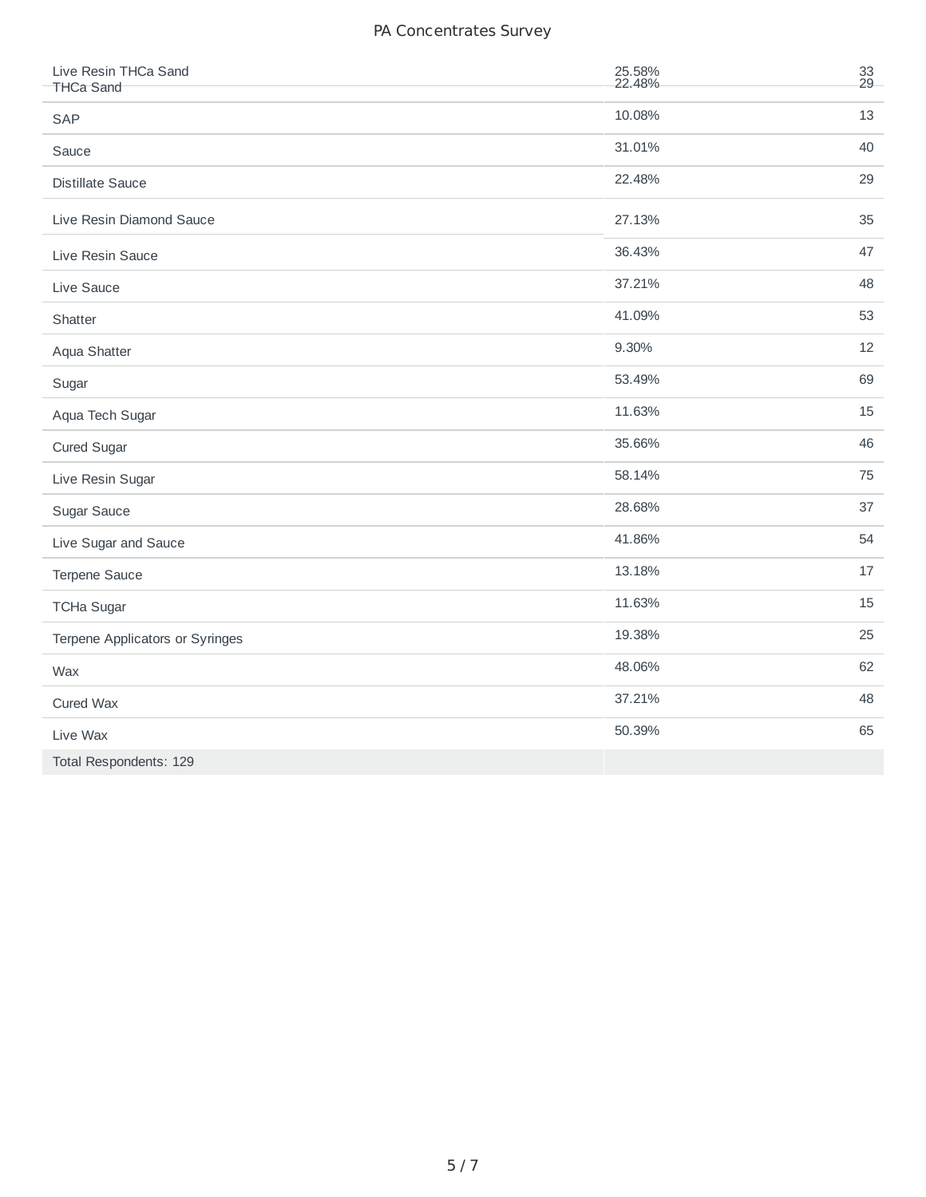| | | |
|---|---|---|
| Live Resin THCa Sand | 25.58% | 33 |
| THCa Sand | 22.48% | 29 |
| SAP | 10.08% | 13 |
| Sauce | 31.01% | 40 |
| Distillate Sauce | 22.48% | 29 |
| Live Resin Diamond Sauce | 27.13% | 35 |
| Live Resin Sauce | 36.43% | 47 |
| Live Sauce | 37.21% | 48 |
| Shatter | 41.09% | 53 |
| Aqua Shatter | 9.30% | 12 |
| Sugar | 53.49% | 69 |
| Aqua Tech Sugar | 11.63% | 15 |
| Cured Sugar | 35.66% | 46 |
| Live Resin Sugar | 58.14% | 75 |
| Sugar Sauce | 28.68% | 37 |
| Live Sugar and Sauce | 41.86% | 54 |
| Terpene Sauce | 13.18% | 17 |
| TCHa Sugar | 11.63% | 15 |
| Terpene Applicators or Syringes | 19.38% | 25 |
| Wax | 48.06% | 62 |
| Cured Wax | 37.21% | 48 |
| Live Wax | 50.39% | 65 |
| Total Respondents: 129 | | |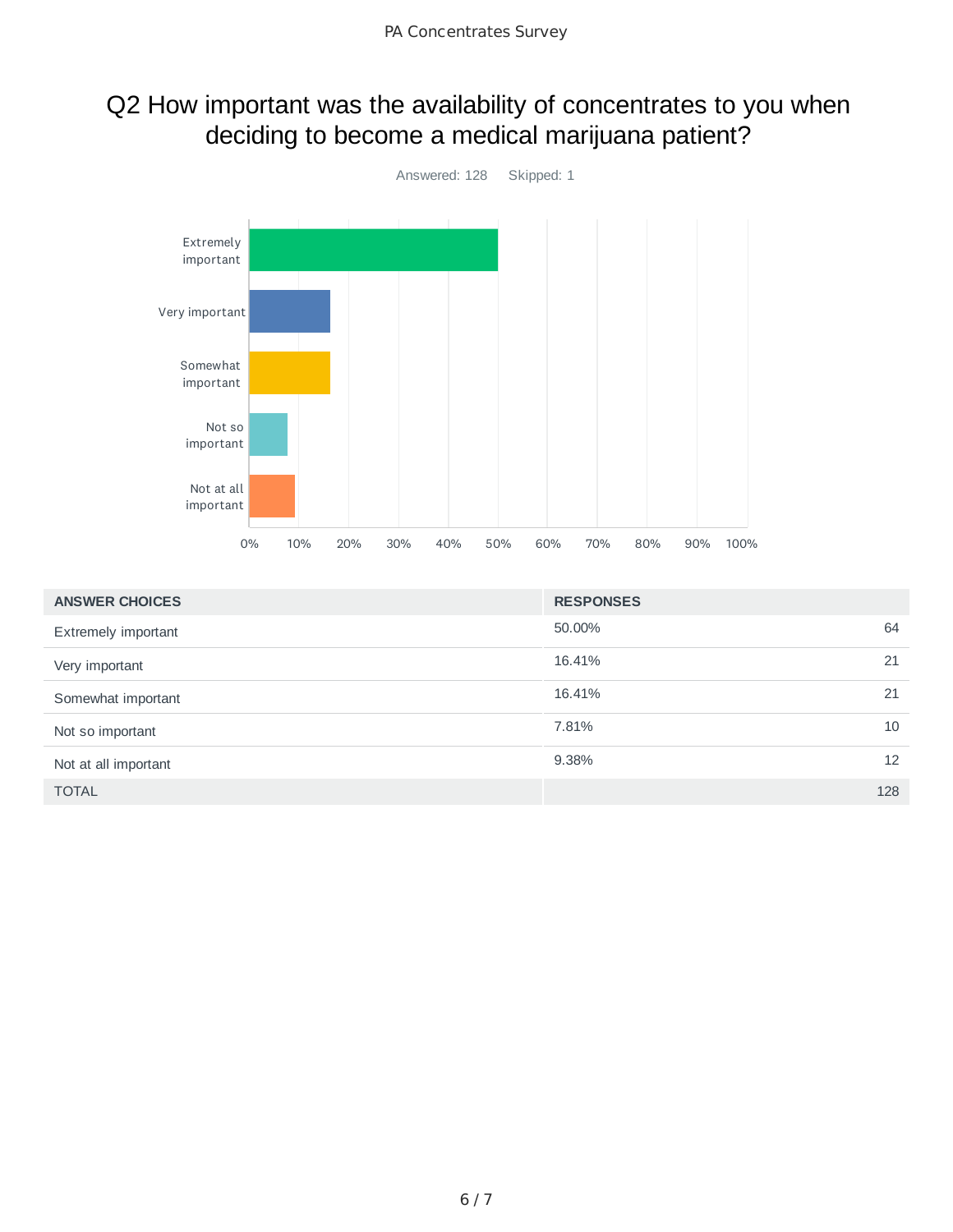## Q2 How important was the availability of concentrates to you when deciding to become a medical marijuana patient?

Answered: 128 Skipped: 1

| ANSWER CHOICES | RESPONSES | |
|---|---|---|
| Extremely important | 50.00% | 64 |
| Very important | 16.41% | 21 |
| Somewhat important | 16.41% | 21 |
| Not so important | 7.81% | 10 |
| Not at all important | 9.38% | 12 |
| TOTAL | | 128 |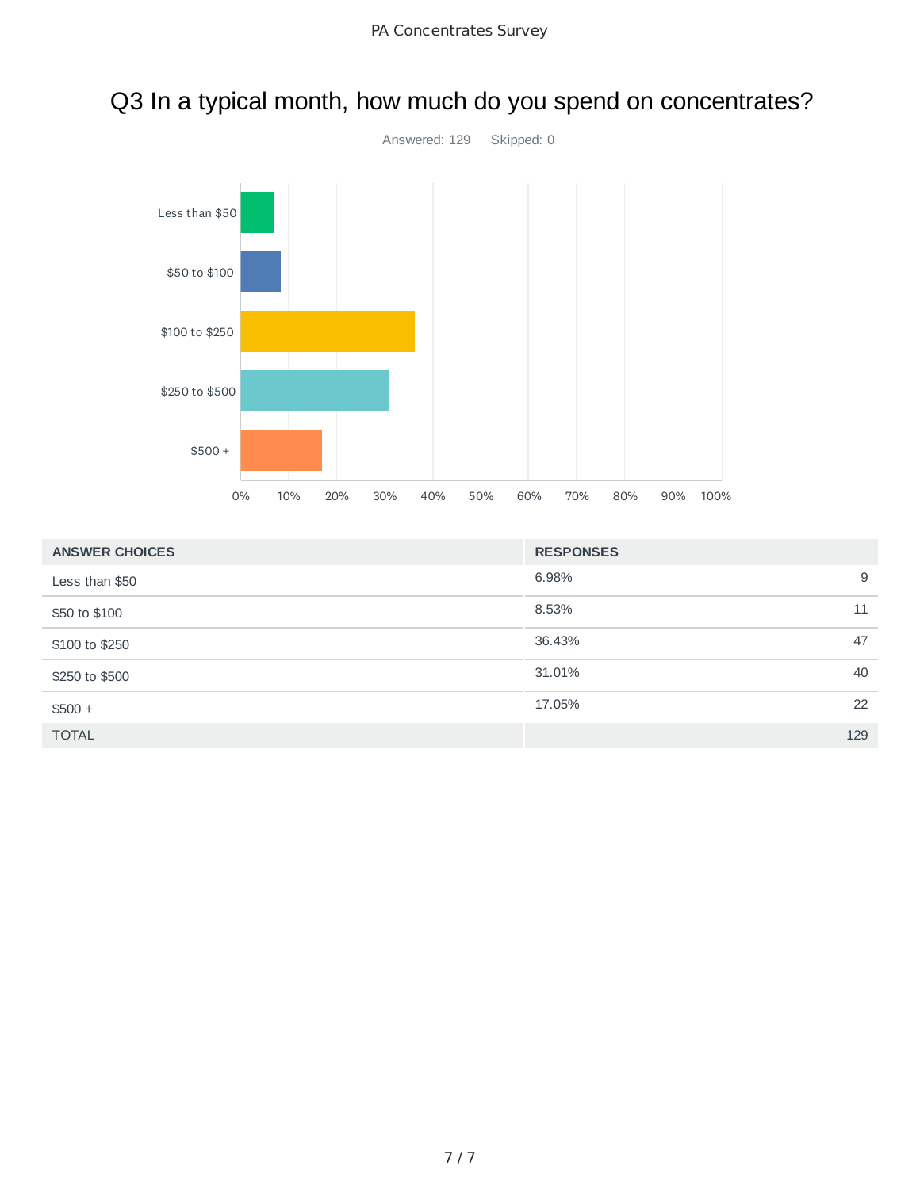# Q3 In a typical month, how much do you spend on concentrates?

Answered: 129 Skipped: 0

Less than $50
$50 to $100
$100 to $250
$250 to $500
$500 +

0% 10% 20% 30% 40% 50% 60% 70% 80% 90% 100%

| ANSWER CHOICES | RESPONSES | |
|---|---|---|
| Less than $50 | 6.98% | 9 |
| $50 to $100 | 8.53% | 11 |
| $100 to $250 | 36.43% | 47 |
| $250 to $500 | 31.01% | 40 |
| $500 + | 17.05% | 22 |
| TOTAL | | 129 |